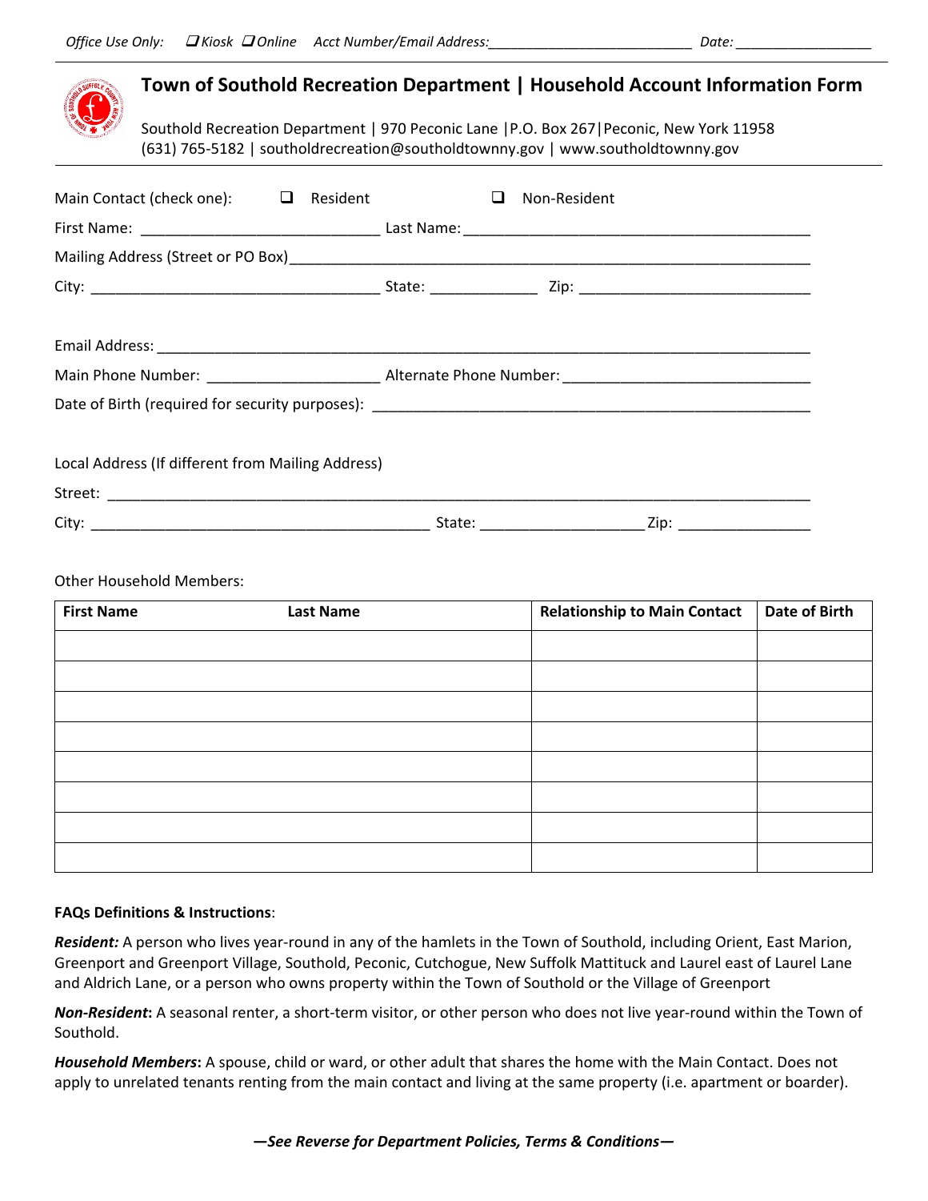Office Use Only: ❑ Kiosk ❑ Online Acct Number/Email Address:_________________________ Date: _________________

# Town of Southold Recreation Department | Household Account Information Form

Southold Recreation Department | 970 Peconic Lane | P.O. Box 267 | Peconic, New York 11958
(631) 765-5182 | southoldrecreation@southoldtownny.gov | www.southoldtownny.gov

Main Contact (check one): ❑ Resident ❑ Non-Resident

First Name: _____________________________ Last Name: ___________________________________________

Mailing Address (Street or PO Box) _________________________________________________________________

City: __________________________________ State: _____________ Zip: ____________________________

Email Address: ____________________________________________________________________________

Main Phone Number: ____________________ Alternate Phone Number: _____________________________

Date of Birth (required for security purposes): _____________________________________________________

Local Address (If different from Mailing Address)

Street: _________________________________________________________________________________

City: _________________________________________ State: ___________________ Zip: ________________

Other Household Members:

| First Name | Last Name | Relationship to Main Contact | Date of Birth |
|---|---|---|---|
| | | | |
| | | | |
| | | | |
| | | | |
| | | | |
| | | | |
| | | | |
| | | | |

**FAQs Definitions & Instructions**:

***Resident:*** A person who lives year-round in any of the hamlets in the Town of Southold, including Orient, East Marion, Greenport and Greenport Village, Southold, Peconic, Cutchogue, New Suffolk Mattituck and Laurel east of Laurel Lane and Aldrich Lane, or a person who owns property within the Town of Southold or the Village of Greenport

***Non-Resident*:** A seasonal renter, a short-term visitor, or other person who does not live year-round within the Town of Southold.

***Household Members*:** A spouse, child or ward, or other adult that shares the home with the Main Contact. Does not apply to unrelated tenants renting from the main contact and living at the same property (i.e. apartment or boarder).

***—See Reverse for Department Policies, Terms & Conditions—***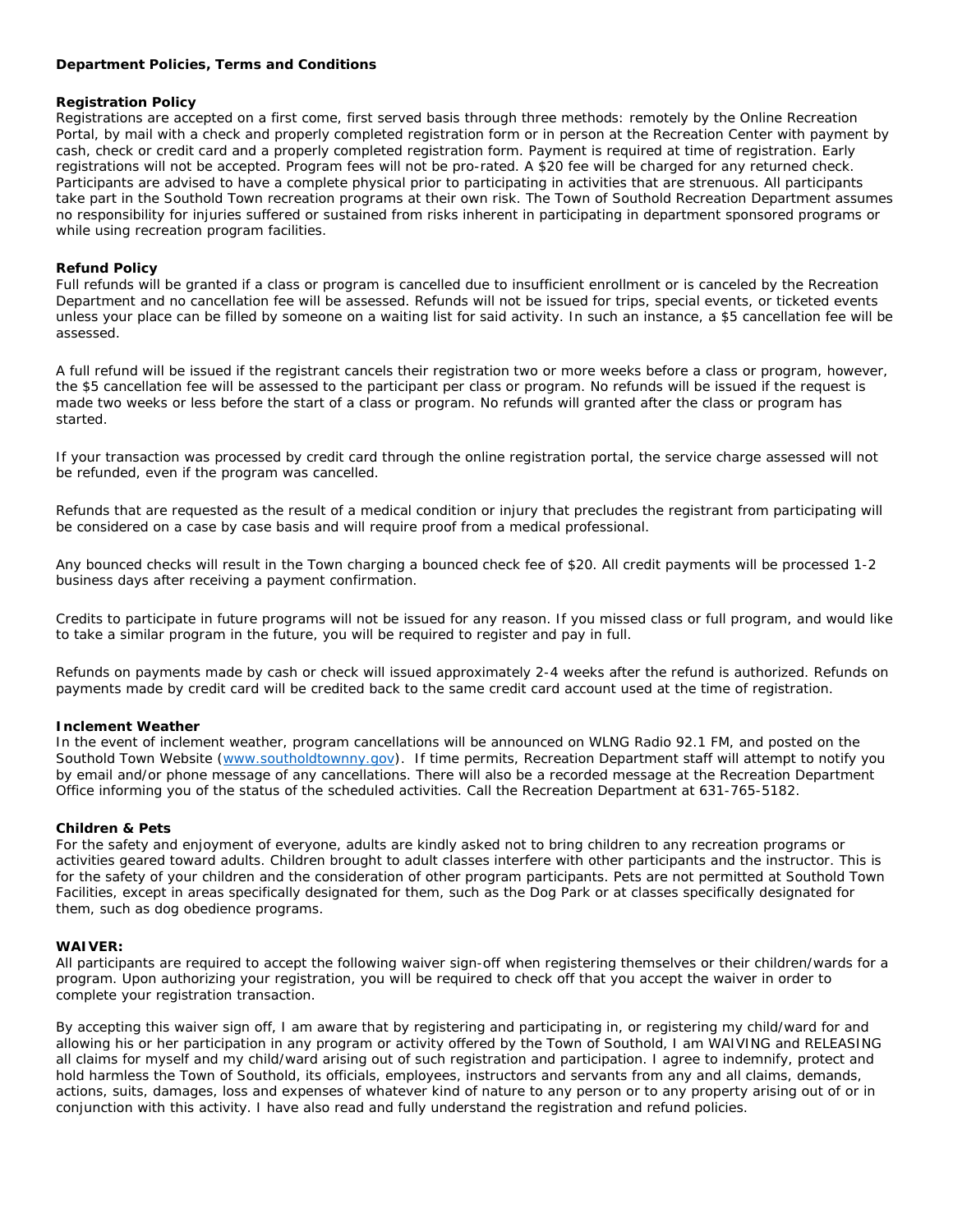**Department Policies, Terms and Conditions**

**Registration Policy**

Registrations are accepted on a first come, first served basis through three methods: remotely by the Online Recreation Portal, by mail with a check and properly completed registration form or in person at the Recreation Center with payment by cash, check or credit card and a properly completed registration form. Payment is required at time of registration. Early registrations will not be accepted. Program fees will not be pro-rated. A $20 fee will be charged for any returned check. Participants are advised to have a complete physical prior to participating in activities that are strenuous. All participants take part in the Southold Town recreation programs at their own risk. The Town of Southold Recreation Department assumes no responsibility for injuries suffered or sustained from risks inherent in participating in department sponsored programs or while using recreation program facilities.

**Refund Policy**

Full refunds will be granted if a class or program is cancelled due to insufficient enrollment or is canceled by the Recreation Department and no cancellation fee will be assessed. Refunds will not be issued for trips, special events, or ticketed events unless your place can be filled by someone on a waiting list for said activity. In such an instance, a $5 cancellation fee will be assessed.

A full refund will be issued if the registrant cancels their registration two or more weeks before a class or program, however, the $5 cancellation fee will be assessed to the participant per class or program. No refunds will be issued if the request is made two weeks or less before the start of a class or program. No refunds will granted after the class or program has started.

If your transaction was processed by credit card through the online registration portal, the service charge assessed will not be refunded, even if the program was cancelled.

Refunds that are requested as the result of a medical condition or injury that precludes the registrant from participating will be considered on a case by case basis and will require proof from a medical professional.

Any bounced checks will result in the Town charging a bounced check fee of $20. All credit payments will be processed 1-2 business days after receiving a payment confirmation.

Credits to participate in future programs will not be issued for any reason. If you missed class or full program, and would like to take a similar program in the future, you will be required to register and pay in full.

Refunds on payments made by cash or check will issued approximately 2-4 weeks after the refund is authorized. Refunds on payments made by credit card will be credited back to the same credit card account used at the time of registration.

**Inclement Weather**

In the event of inclement weather, program cancellations will be announced on WLNG Radio 92.1 FM, and posted on the Southold Town Website (www.southoldtownny.gov). If time permits, Recreation Department staff will attempt to notify you by email and/or phone message of any cancellations. There will also be a recorded message at the Recreation Department Office informing you of the status of the scheduled activities. Call the Recreation Department at 631-765-5182.

**Children & Pets**

For the safety and enjoyment of everyone, adults are kindly asked not to bring children to any recreation programs or activities geared toward adults. Children brought to adult classes interfere with other participants and the instructor. This is for the safety of your children and the consideration of other program participants. Pets are not permitted at Southold Town Facilities, except in areas specifically designated for them, such as the Dog Park or at classes specifically designated for them, such as dog obedience programs.

**WAIVER:**

All participants are required to accept the following waiver sign-off when registering themselves or their children/wards for a program. Upon authorizing your registration, you will be required to check off that you accept the waiver in order to complete your registration transaction.

By accepting this waiver sign off, I am aware that by registering and participating in, or registering my child/ward for and allowing his or her participation in any program or activity offered by the Town of Southold, I am WAIVING and RELEASING all claims for myself and my child/ward arising out of such registration and participation. I agree to indemnify, protect and hold harmless the Town of Southold, its officials, employees, instructors and servants from any and all claims, demands, actions, suits, damages, loss and expenses of whatever kind of nature to any person or to any property arising out of or in conjunction with this activity. I have also read and fully understand the registration and refund policies.